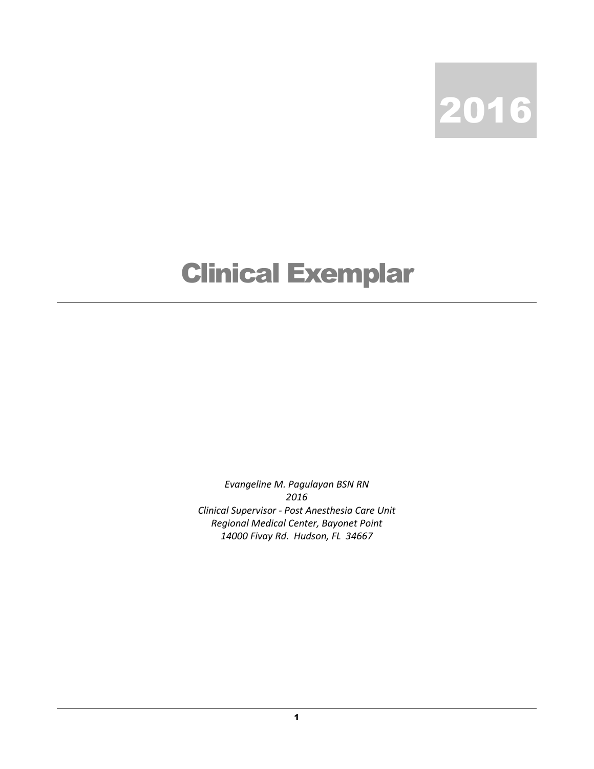2016

# Clinical Exemplar

*Evangeline M. Pagulayan BSN RN*
*2016*
*Clinical Supervisor - Post Anesthesia Care Unit*
*Regional Medical Center, Bayonet Point*
*14000 Fivay Rd. Hudson, FL 34667*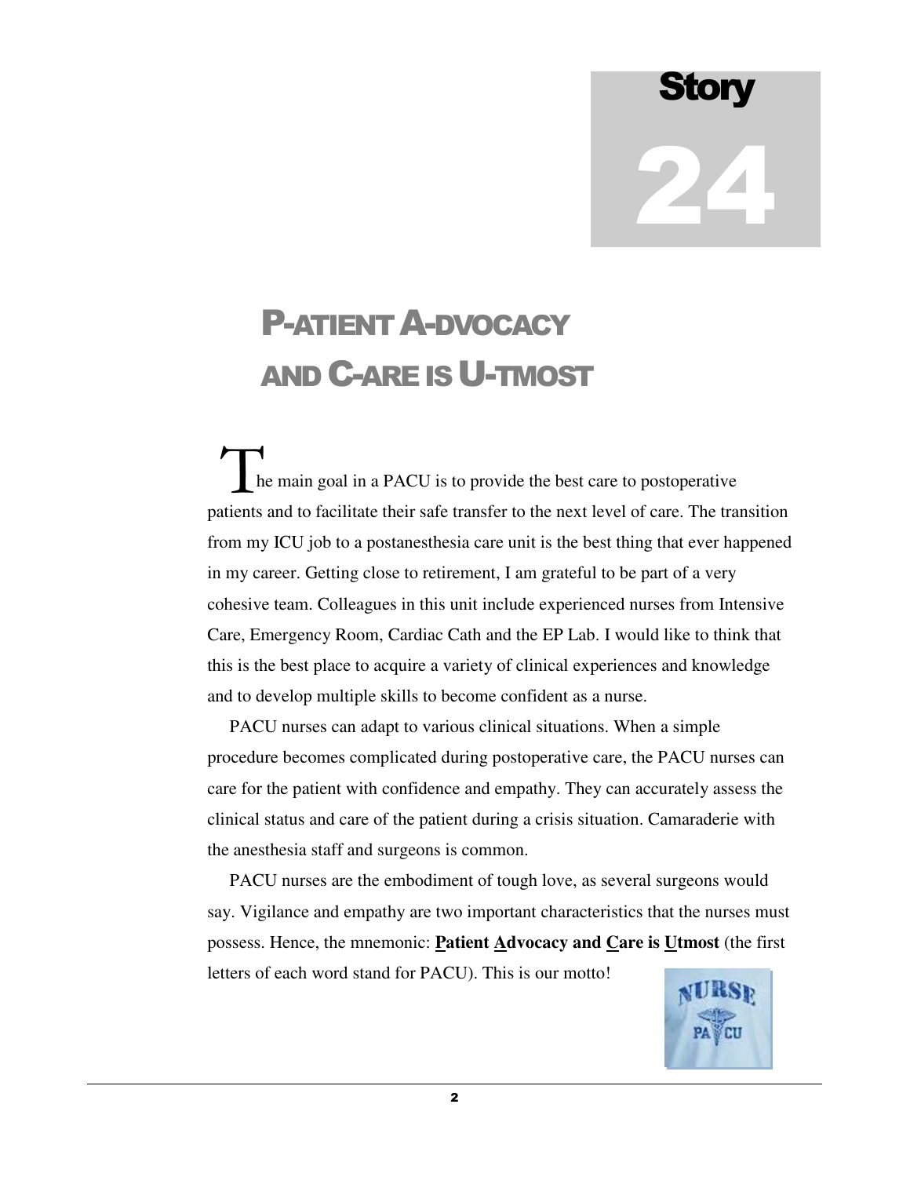# Story 24

## P-ATIENT A-DVOCACY AND C-ARE IS U-TMOST

The main goal in a PACU is to provide the best care to postoperative patients and to facilitate their safe transfer to the next level of care. The transition from my ICU job to a postanesthesia care unit is the best thing that ever happened in my career. Getting close to retirement, I am grateful to be part of a very cohesive team. Colleagues in this unit include experienced nurses from Intensive Care, Emergency Room, Cardiac Cath and the EP Lab. I would like to think that this is the best place to acquire a variety of clinical experiences and knowledge and to develop multiple skills to become confident as a nurse.

PACU nurses can adapt to various clinical situations. When a simple procedure becomes complicated during postoperative care, the PACU nurses can care for the patient with confidence and empathy. They can accurately assess the clinical status and care of the patient during a crisis situation. Camaraderie with the anesthesia staff and surgeons is common.

PACU nurses are the embodiment of tough love, as several surgeons would say. Vigilance and empathy are two important characteristics that the nurses must possess. Hence, the mnemonic: **Patient Advocacy and Care is Utmost** (the first letters of each word stand for PACU). This is our motto!